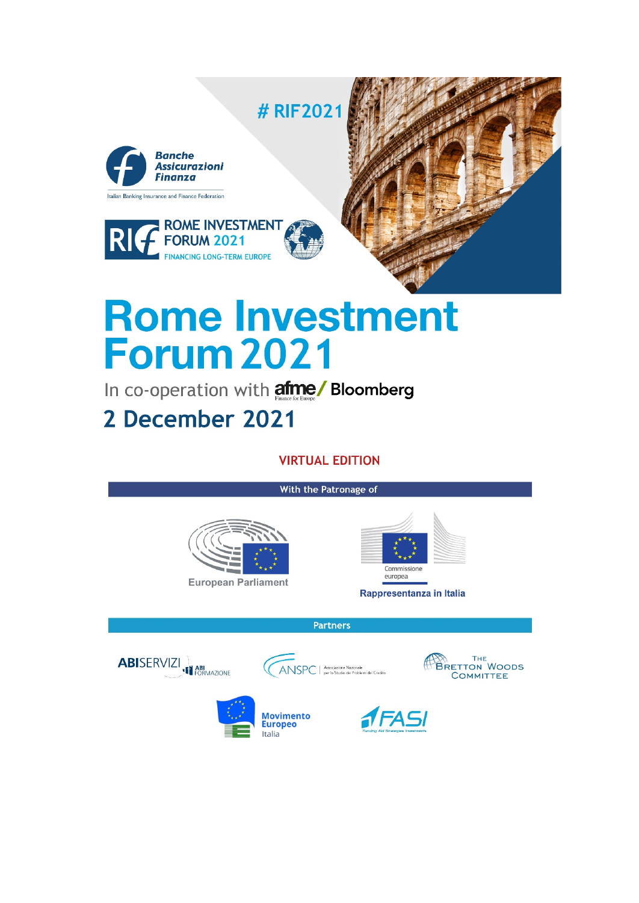# RIF2021

**Banche Assicurazioni Finanza**

Italian Banking Insurance and Finance Federation

ROME INVESTMENT FORUM 2021
FINANCING LONG-TERM EUROPE

# Rome Investment Forum 2021

In co-operation with afme/ Finance for Europe Bloomberg

## 2 December 2021

VIRTUAL EDITION

**With the Patronage of**

European Parliament

Commissione europea
Rappresentanza in Italia

**Partners**

ABISERVIZI | ABI FORMAZIONE

ANSPC | Associazione Nazionale per lo Studio dei Problemi del Credito

The Bretton Woods Committee

Movimento Europeo Italia

FASI Funding Aid Strategies Investments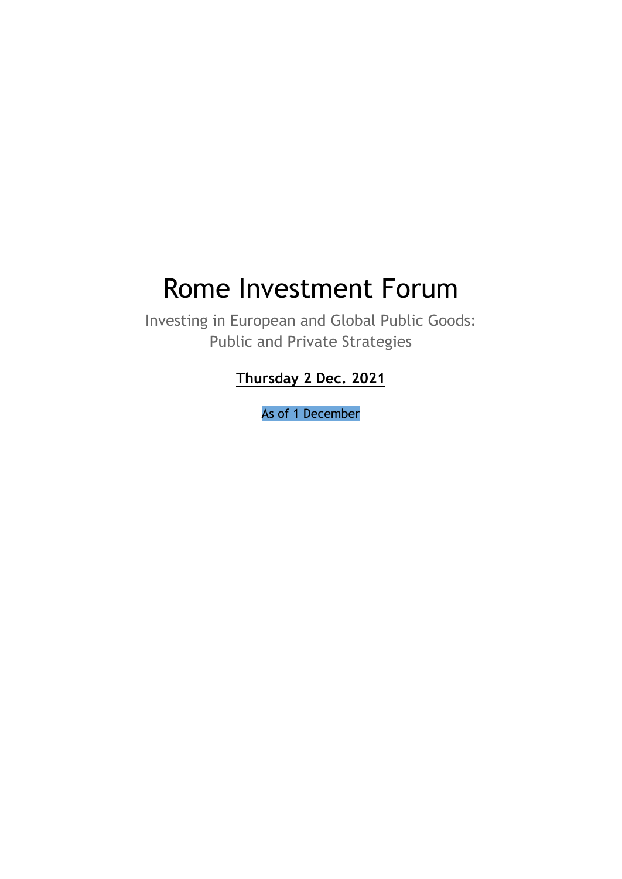# Rome Investment Forum

Investing in European and Global Public Goods:
Public and Private Strategies

**Thursday 2 Dec. 2021**

As of 1 December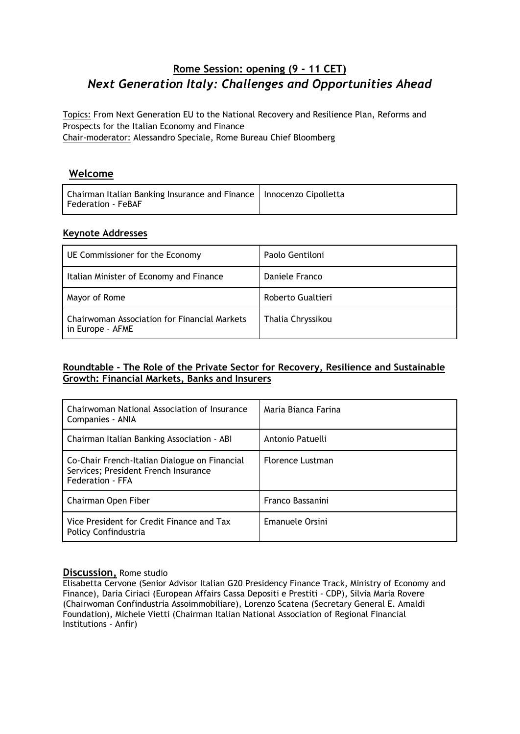## **Rome Session: opening (9 - 11 CET)**

## *Next Generation Italy: Challenges and Opportunities Ahead*

Topics: From Next Generation EU to the National Recovery and Resilience Plan, Reforms and Prospects for the Italian Economy and Finance
Chair-moderator: Alessandro Speciale, Rome Bureau Chief Bloomberg

### **Welcome**

| Chairman Italian Banking Insurance and Finance Federation - FeBAF | Innocenzo Cipolletta |
|---|---|

### **Keynote Addresses**

| UE Commissioner for the Economy | Paolo Gentiloni |
|---|---|
| Italian Minister of Economy and Finance | Daniele Franco |
| Mayor of Rome | Roberto Gualtieri |
| Chairwoman Association for Financial Markets in Europe - AFME | Thalia Chryssikou |

### **Roundtable - The Role of the Private Sector for Recovery, Resilience and Sustainable Growth: Financial Markets, Banks and Insurers**

| Chairwoman National Association of Insurance Companies - ANIA | Maria Bianca Farina |
|---|---|
| Chairman Italian Banking Association - ABI | Antonio Patuelli |
| Co-Chair French-Italian Dialogue on Financial Services; President French Insurance Federation - FFA | Florence Lustman |
| Chairman Open Fiber | Franco Bassanini |
| Vice President for Credit Finance and Tax Policy Confindustria | Emanuele Orsini |

**Discussion,** Rome studio

Elisabetta Cervone (Senior Advisor Italian G20 Presidency Finance Track, Ministry of Economy and Finance), Daria Ciriaci (European Affairs Cassa Depositi e Prestiti - CDP), Silvia Maria Rovere (Chairwoman Confindustria Assoimmobiliare), Lorenzo Scatena (Secretary General E. Amaldi Foundation), Michele Vietti (Chairman Italian National Association of Regional Financial Institutions - Anfir)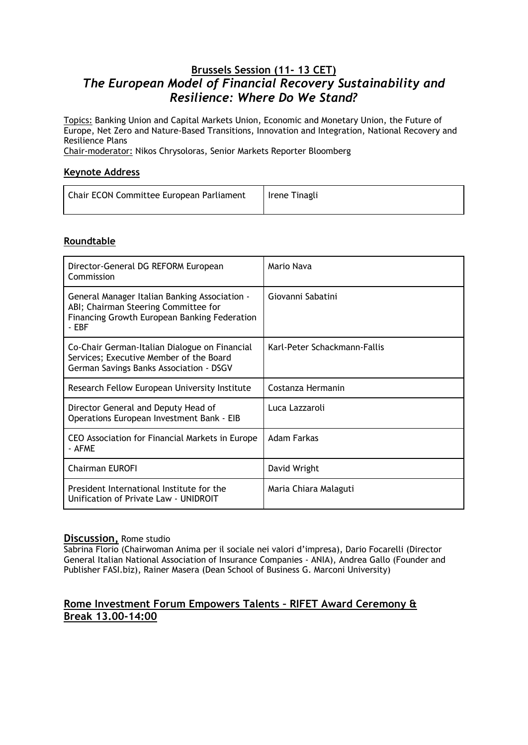## Brussels Session (11- 13 CET)

## *The European Model of Financial Recovery Sustainability and Resilience: Where Do We Stand?*

Topics: Banking Union and Capital Markets Union, Economic and Monetary Union, the Future of Europe, Net Zero and Nature-Based Transitions, Innovation and Integration, National Recovery and Resilience Plans

Chair-moderator: Nikos Chrysoloras, Senior Markets Reporter Bloomberg

### Keynote Address

| Chair ECON Committee European Parliament | Irene Tinagli |
|---|---|

### Roundtable

| Role | Name |
|---|---|
| Director-General DG REFORM European Commission | Mario Nava |
| General Manager Italian Banking Association - ABI; Chairman Steering Committee for Financing Growth European Banking Federation - EBF | Giovanni Sabatini |
| Co-Chair German-Italian Dialogue on Financial Services; Executive Member of the Board German Savings Banks Association - DSGV | Karl-Peter Schackmann-Fallis |
| Research Fellow European University Institute | Costanza Hermanin |
| Director General and Deputy Head of Operations European Investment Bank - EIB | Luca Lazzaroli |
| CEO Association for Financial Markets in Europe - AFME | Adam Farkas |
| Chairman EUROFI | David Wright |
| President International Institute for the Unification of Private Law - UNIDROIT | Maria Chiara Malaguti |

### Discussion, Rome studio

Sabrina Florio (Chairwoman Anima per il sociale nei valori d'impresa), Dario Focarelli (Director General Italian National Association of Insurance Companies - ANIA), Andrea Gallo (Founder and Publisher FASI.biz), Rainer Masera (Dean School of Business G. Marconi University)

## Rome Investment Forum Empowers Talents – RIFET Award Ceremony & Break 13.00-14:00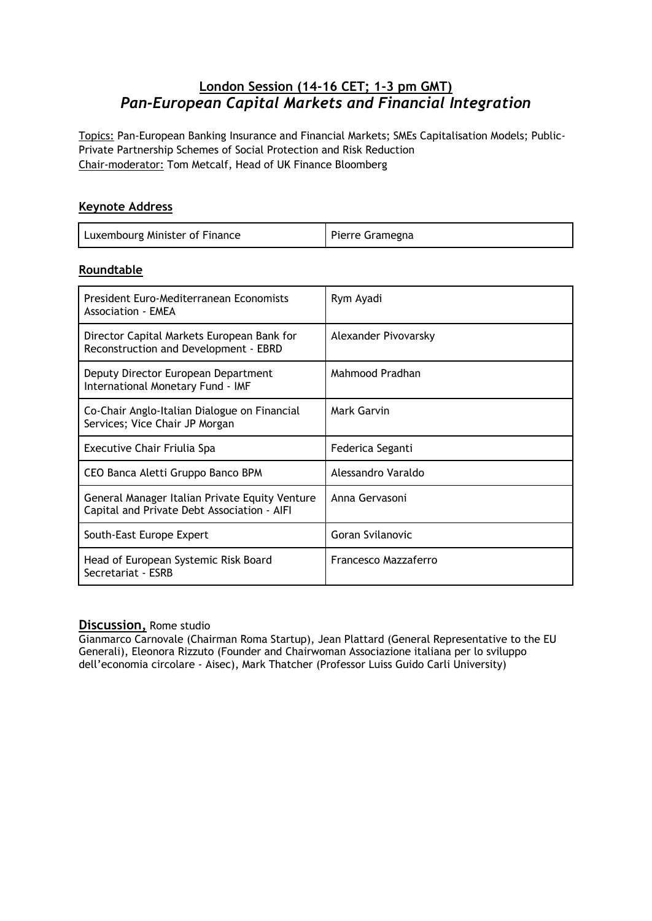## London Session (14-16 CET; 1-3 pm GMT)
## *Pan-European Capital Markets and Financial Integration*

Topics: Pan-European Banking Insurance and Financial Markets; SMEs Capitalisation Models; Public-Private Partnership Schemes of Social Protection and Risk Reduction
Chair-moderator: Tom Metcalf, Head of UK Finance Bloomberg

### Keynote Address

| | |
|---|---|
| Luxembourg Minister of Finance | Pierre Gramegna |

### Roundtable

| | |
|---|---|
| President Euro-Mediterranean Economists Association - EMEA | Rym Ayadi |
| Director Capital Markets European Bank for Reconstruction and Development - EBRD | Alexander Pivovarsky |
| Deputy Director European Department International Monetary Fund - IMF | Mahmood Pradhan |
| Co-Chair Anglo-Italian Dialogue on Financial Services; Vice Chair JP Morgan | Mark Garvin |
| Executive Chair Friulia Spa | Federica Seganti |
| CEO Banca Aletti Gruppo Banco BPM | Alessandro Varaldo |
| General Manager Italian Private Equity Venture Capital and Private Debt Association - AIFI | Anna Gervasoni |
| South-East Europe Expert | Goran Svilanovic |
| Head of European Systemic Risk Board Secretariat - ESRB | Francesco Mazzaferro |

**Discussion,** Rome studio
Gianmarco Carnovale (Chairman Roma Startup), Jean Plattard (General Representative to the EU Generali), Eleonora Rizzuto (Founder and Chairwoman Associazione italiana per lo sviluppo dell'economia circolare - Aisec), Mark Thatcher (Professor Luiss Guido Carli University)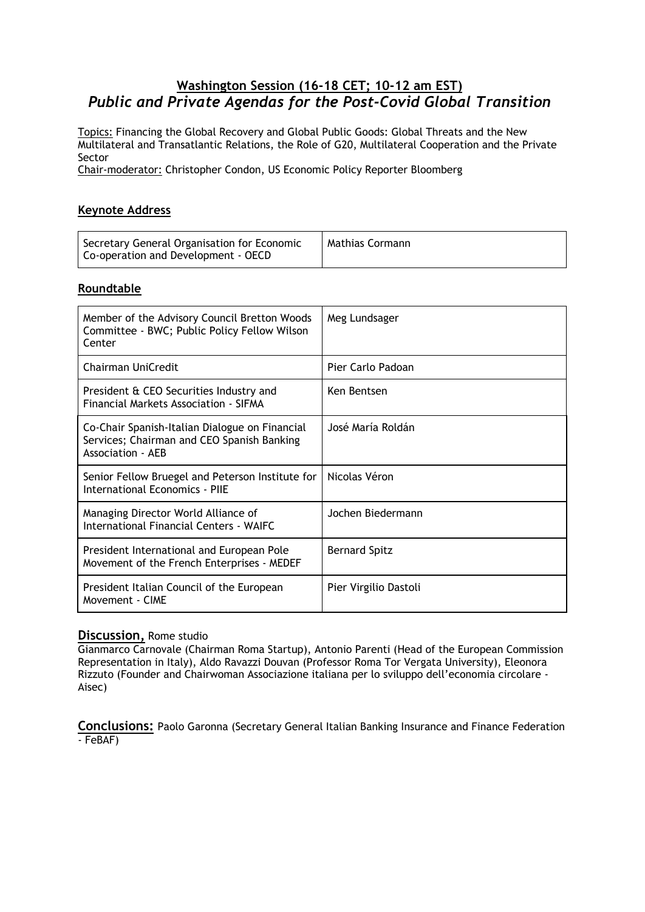## Washington Session (16-18 CET; 10-12 am EST)

## *Public and Private Agendas for the Post-Covid Global Transition*

Topics: Financing the Global Recovery and Global Public Goods: Global Threats and the New Multilateral and Transatlantic Relations, the Role of G20, Multilateral Cooperation and the Private Sector

Chair-moderator: Christopher Condon, US Economic Policy Reporter Bloomberg

### Keynote Address

| | |
|---|---|
| Secretary General Organisation for Economic Co-operation and Development - OECD | Mathias Cormann |

### Roundtable

| | |
|---|---|
| Member of the Advisory Council Bretton Woods Committee - BWC; Public Policy Fellow Wilson Center | Meg Lundsager |
| Chairman UniCredit | Pier Carlo Padoan |
| President & CEO Securities Industry and Financial Markets Association - SIFMA | Ken Bentsen |
| Co-Chair Spanish-Italian Dialogue on Financial Services; Chairman and CEO Spanish Banking Association - AEB | José María Roldán |
| Senior Fellow Bruegel and Peterson Institute for International Economics - PIIE | Nicolas Véron |
| Managing Director World Alliance of International Financial Centers - WAIFC | Jochen Biedermann |
| President International and European Pole Movement of the French Enterprises - MEDEF | Bernard Spitz |
| President Italian Council of the European Movement - CIME | Pier Virgilio Dastoli |

**Discussion,** Rome studio

Gianmarco Carnovale (Chairman Roma Startup), Antonio Parenti (Head of the European Commission Representation in Italy), Aldo Ravazzi Douvan (Professor Roma Tor Vergata University), Eleonora Rizzuto (Founder and Chairwoman Associazione italiana per lo sviluppo dell'economia circolare - Aisec)

**Conclusions:** Paolo Garonna (Secretary General Italian Banking Insurance and Finance Federation - FeBAF)